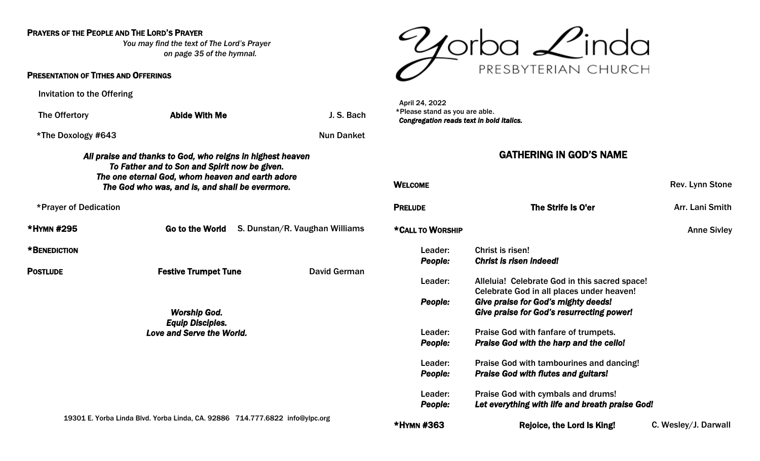**PRAYERS OF THE PEOPLE AND THE LORD'S PRAYER**

*You may find the text of The Lord's Prayer on page 35 of the hymnal.*

**PRESENTATION OF TITHES AND OFFERINGS**

Invitation to the Offering

The Offertory — **Abide With Me** — J. S. Bach

*The Doxology #643 — Nun Danket

***All praise and thanks to God, who reigns in highest heaven***
***To Father and to Son and Spirit now be given.***
***The one eternal God, whom heaven and earth adore***
***The God who was, and is, and shall be evermore.***

*Prayer of Dedication

**\*HYMN #295** — **Go to the World** — S. Dunstan/R. Vaughan Williams

**\*BENEDICTION**

**POSTLUDE** — **Festive Trumpet Tune** — David German

***Worship God.***
***Equip Disciples.***
***Love and Serve the World.***

19301 E. Yorba Linda Blvd. Yorba Linda, CA. 92886 714.777.6822 info@ylpc.org

# Yorba Linda PRESBYTERIAN CHURCH

April 24, 2022
*Please stand as you are able.
***Congregation reads text in bold italics.***

## GATHERING IN GOD'S NAME

**WELCOME** — Rev. Lynn Stone

**PRELUDE** — **The Strife Is O'er** — Arr. Lani Smith

**\*CALL TO WORSHIP** — Anne Sivley

Leader: Christ is risen!
***People: Christ is risen indeed!***

Leader: Alleluia! Celebrate God in this sacred space! Celebrate God in all places under heaven!
***People: Give praise for God's mighty deeds! Give praise for God's resurrecting power!***

Leader: Praise God with fanfare of trumpets.
***People: Praise God with the harp and the cello!***

Leader: Praise God with tambourines and dancing!
***People: Praise God with flutes and guitars!***

Leader: Praise God with cymbals and drums!
***People: Let everything with life and breath praise God!***

**\*HYMN #363** — **Rejoice, the Lord Is King!** — C. Wesley/J. Darwall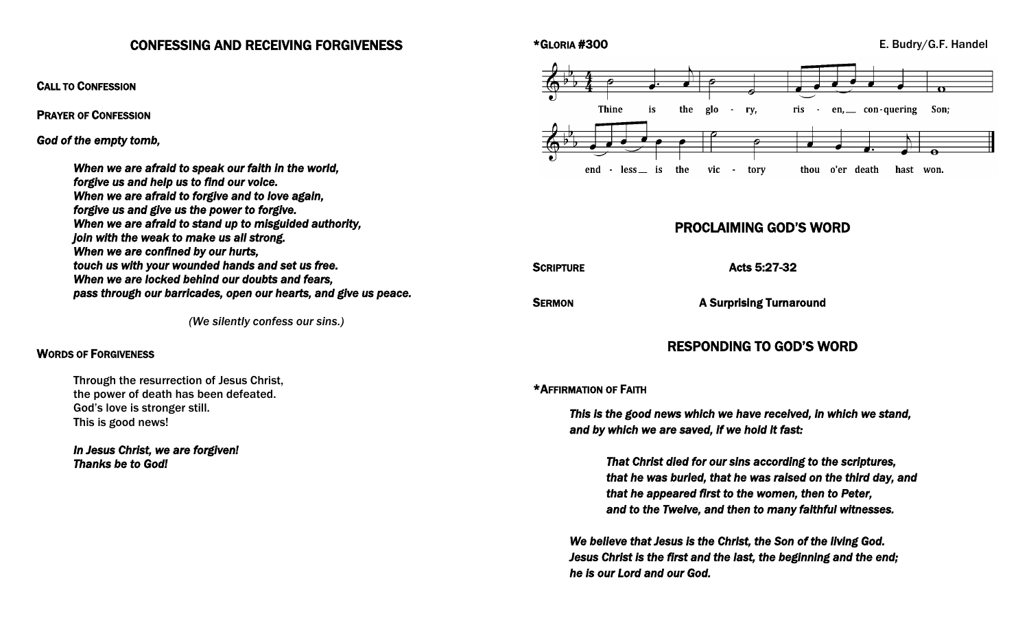## CONFESSING AND RECEIVING FORGIVENESS

**CALL TO CONFESSION**

**PRAYER OF CONFESSION**

***God of the empty tomb,***

> ***When we are afraid to speak our faith in the world,***
> ***forgive us and help us to find our voice.***
> ***When we are afraid to forgive and to love again,***
> ***forgive us and give us the power to forgive.***
> ***When we are afraid to stand up to misguided authority,***
> ***join with the weak to make us all strong.***
> ***When we are confined by our hurts,***
> ***touch us with your wounded hands and set us free.***
> ***When we are locked behind our doubts and fears,***
> ***pass through our barricades, open our hearts, and give us peace.***

*(We silently confess our sins.)*

**WORDS OF FORGIVENESS**

> Through the resurrection of Jesus Christ,
> the power of death has been defeated.
> God's love is stronger still.
> This is good news!
>
> ***In Jesus Christ, we are forgiven!***
> ***Thanks be to God!***

**\*GLORIA #300** E. Budry/G.F. Handel

Thine is the glory, risen, conquering Son;
endless is the victory thou o'er death hast won.

## PROCLAIMING GOD'S WORD

**SCRIPTURE** **Acts 5:27-32**

**SERMON** **A Surprising Turnaround**

## RESPONDING TO GOD'S WORD

**\*AFFIRMATION OF FAITH**

> ***This is the good news which we have received, in which we stand,***
> ***and by which we are saved, if we hold it fast:***
>
> > ***That Christ died for our sins according to the scriptures,***
> > ***that he was buried, that he was raised on the third day, and***
> > ***that he appeared first to the women, then to Peter,***
> > ***and to the Twelve, and then to many faithful witnesses.***
>
> ***We believe that Jesus is the Christ, the Son of the living God.***
> ***Jesus Christ is the first and the last, the beginning and the end;***
> ***he is our Lord and our God.***